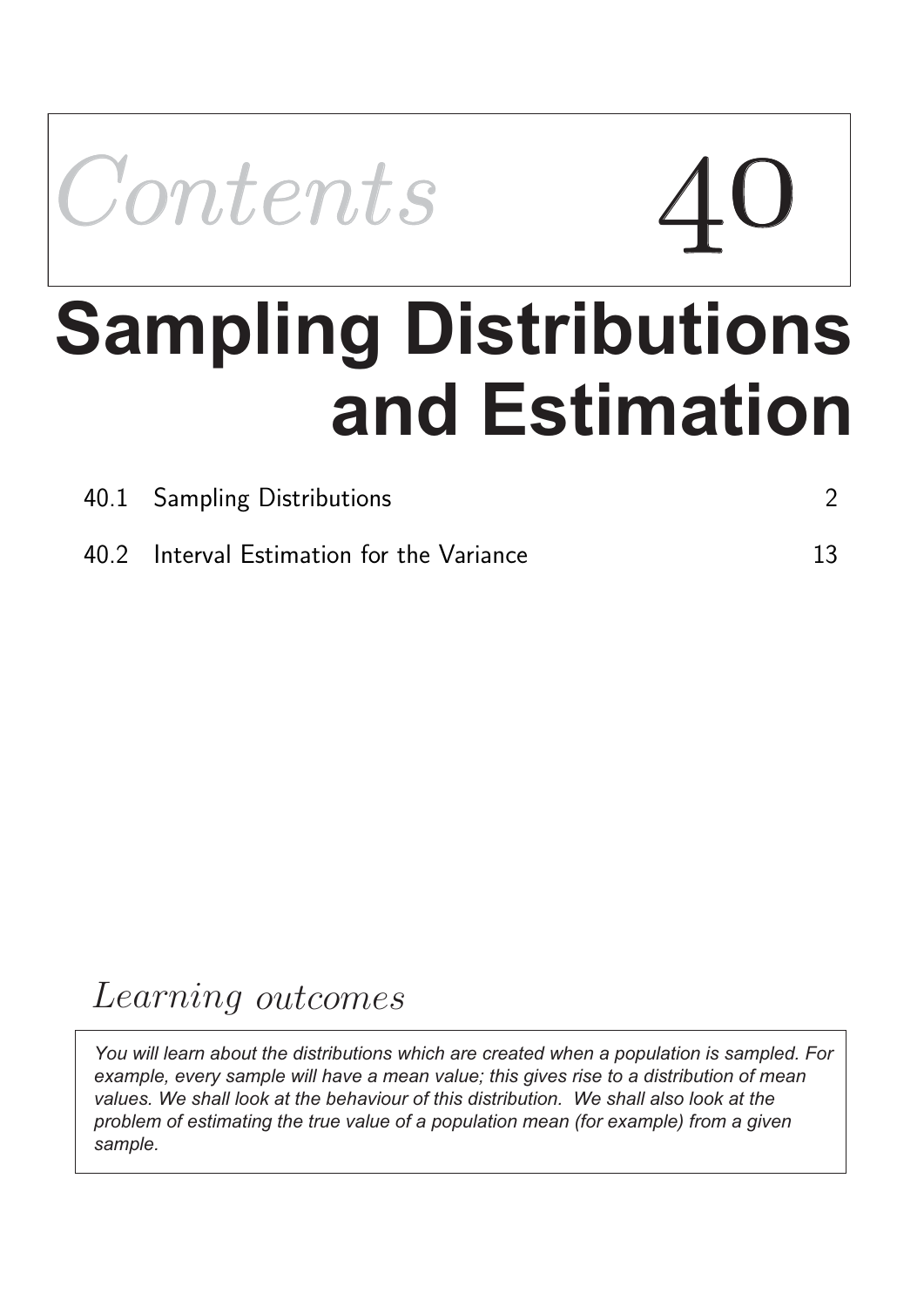*Contents* 40

# Sampling Distributions and Estimation

| | | |
|---|---|---|
| 40.1 | Sampling Distributions | 2 |
| 40.2 | Interval Estimation for the Variance | 13 |

## *Learning outcomes*

*You will learn about the distributions which are created when a population is sampled. For example, every sample will have a mean value; this gives rise to a distribution of mean values. We shall look at the behaviour of this distribution. We shall also look at the problem of estimating the true value of a population mean (for example) from a given sample.*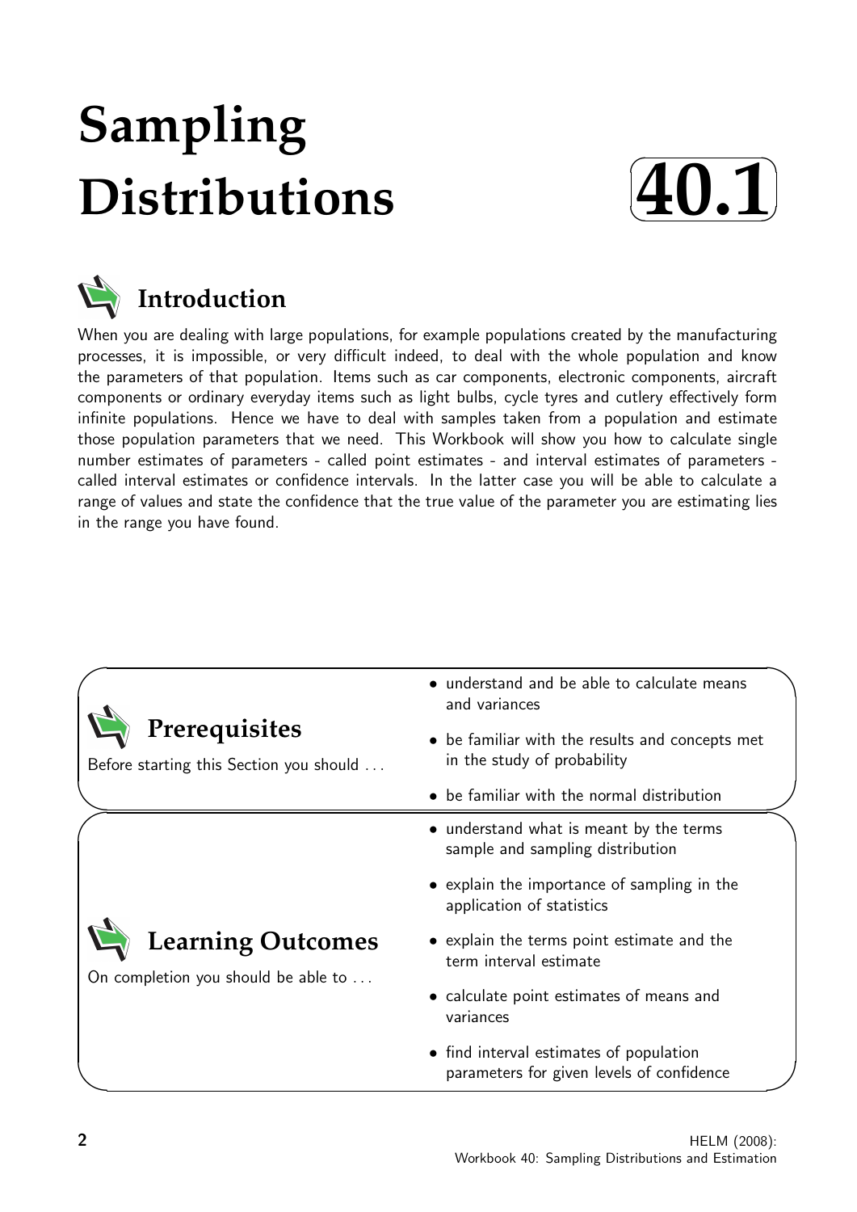# Sampling Distributions

**40.1**

## Introduction

When you are dealing with large populations, for example populations created by the manufacturing processes, it is impossible, or very difficult indeed, to deal with the whole population and know the parameters of that population. Items such as car components, electronic components, aircraft components or ordinary everyday items such as light bulbs, cycle tyres and cutlery effectively form infinite populations. Hence we have to deal with samples taken from a population and estimate those population parameters that we need. This Workbook will show you how to calculate single number estimates of parameters - called point estimates - and interval estimates of parameters - called interval estimates or confidence intervals. In the latter case you will be able to calculate a range of values and state the confidence that the true value of the parameter you are estimating lies in the range you have found.

## Prerequisites

Before starting this Section you should ...

- understand and be able to calculate means and variances
- be familiar with the results and concepts met in the study of probability
- be familiar with the normal distribution

## Learning Outcomes

On completion you should be able to ...

- understand what is meant by the terms sample and sampling distribution
- explain the importance of sampling in the application of statistics
- explain the terms point estimate and the term interval estimate
- calculate point estimates of means and variances
- find interval estimates of population parameters for given levels of confidence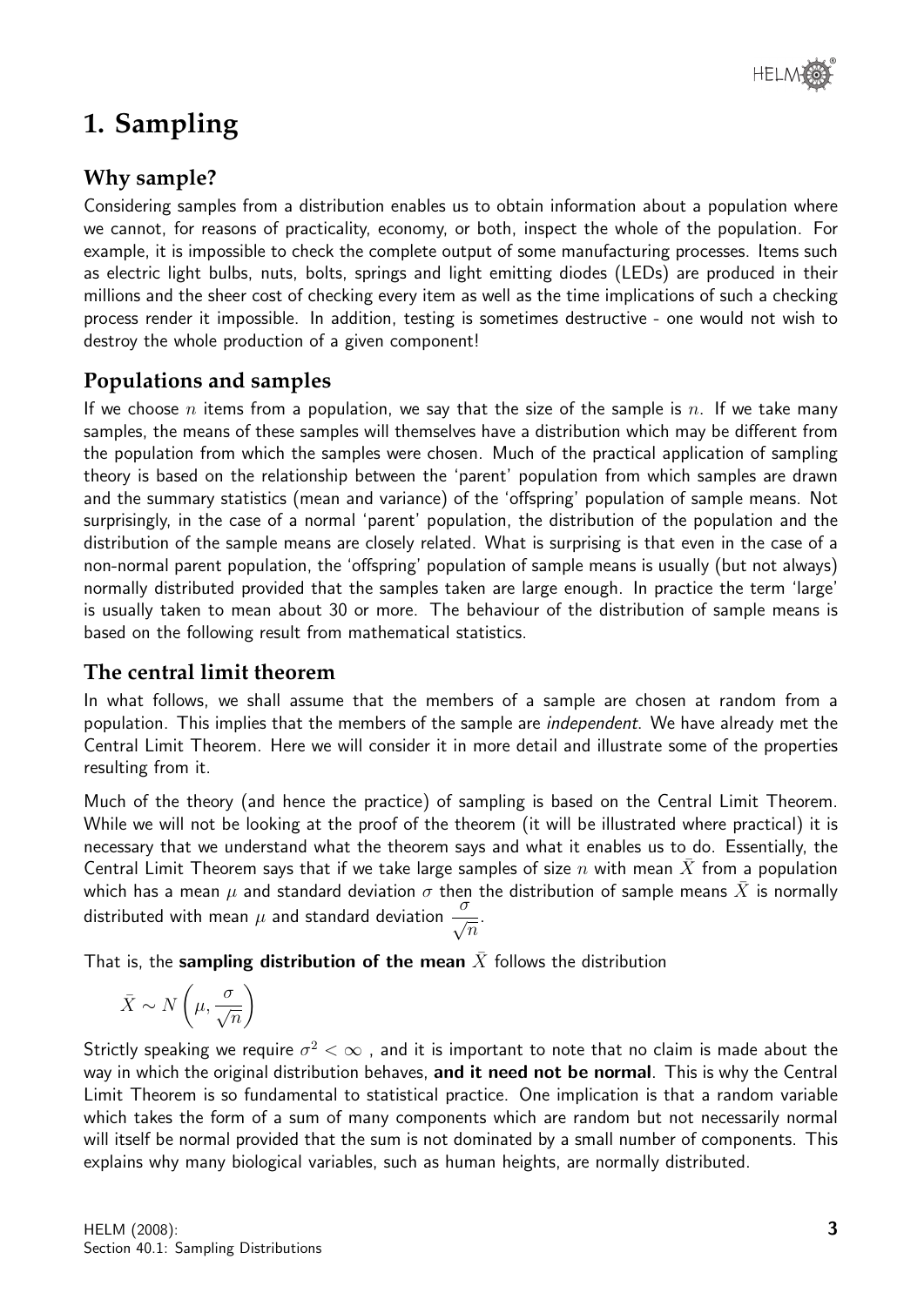# 1. Sampling

## Why sample?

Considering samples from a distribution enables us to obtain information about a population where we cannot, for reasons of practicality, economy, or both, inspect the whole of the population. For example, it is impossible to check the complete output of some manufacturing processes. Items such as electric light bulbs, nuts, bolts, springs and light emitting diodes (LEDs) are produced in their millions and the sheer cost of checking every item as well as the time implications of such a checking process render it impossible. In addition, testing is sometimes destructive - one would not wish to destroy the whole production of a given component!

## Populations and samples

If we choose $n$ items from a population, we say that the size of the sample is $n$. If we take many samples, the means of these samples will themselves have a distribution which may be different from the population from which the samples were chosen. Much of the practical application of sampling theory is based on the relationship between the 'parent' population from which samples are drawn and the summary statistics (mean and variance) of the 'offspring' population of sample means. Not surprisingly, in the case of a normal 'parent' population, the distribution of the population and the distribution of the sample means are closely related. What is surprising is that even in the case of a non-normal parent population, the 'offspring' population of sample means is usually (but not always) normally distributed provided that the samples taken are large enough. In practice the term 'large' is usually taken to mean about 30 or more. The behaviour of the distribution of sample means is based on the following result from mathematical statistics.

## The central limit theorem

In what follows, we shall assume that the members of a sample are chosen at random from a population. This implies that the members of the sample are *independent*. We have already met the Central Limit Theorem. Here we will consider it in more detail and illustrate some of the properties resulting from it.

Much of the theory (and hence the practice) of sampling is based on the Central Limit Theorem. While we will not be looking at the proof of the theorem (it will be illustrated where practical) it is necessary that we understand what the theorem says and what it enables us to do. Essentially, the Central Limit Theorem says that if we take large samples of size $n$ with mean $\bar{X}$ from a population which has a mean $\mu$ and standard deviation $\sigma$ then the distribution of sample means $\bar{X}$ is normally distributed with mean $\mu$ and standard deviation $\dfrac{\sigma}{\sqrt{n}}$.

That is, the **sampling distribution of the mean** $\bar{X}$ follows the distribution

$$\bar{X} \sim N\left(\mu, \frac{\sigma}{\sqrt{n}}\right)$$

Strictly speaking we require $\sigma^2 < \infty$ , and it is important to note that no claim is made about the way in which the original distribution behaves, **and it need not be normal**. This is why the Central Limit Theorem is so fundamental to statistical practice. One implication is that a random variable which takes the form of a sum of many components which are random but not necessarily normal will itself be normal provided that the sum is not dominated by a small number of components. This explains why many biological variables, such as human heights, are normally distributed.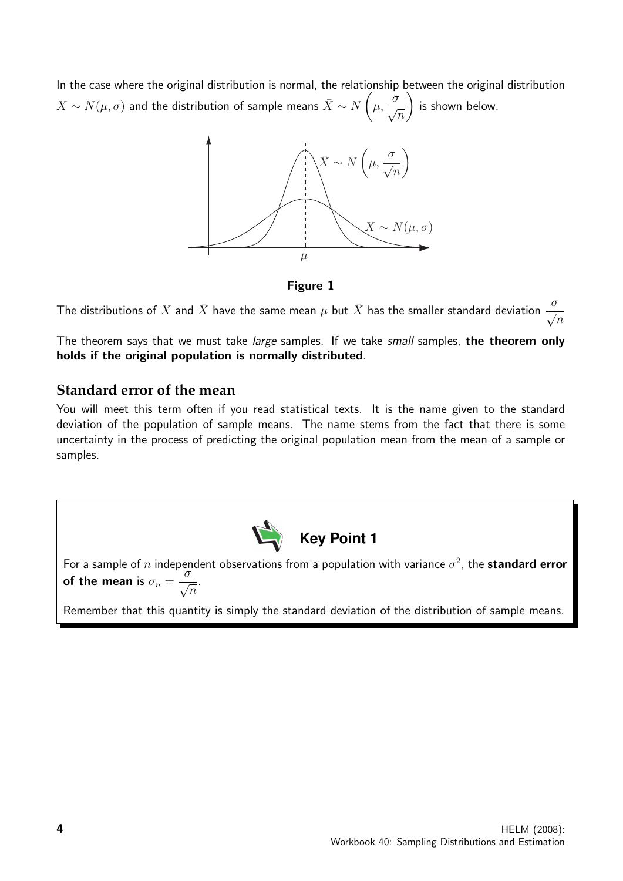In the case where the original distribution is normal, the relationship between the original distribution $X \sim N(\mu, \sigma)$ and the distribution of sample means $\bar{X} \sim N\left(\mu, \dfrac{\sigma}{\sqrt{n}}\right)$ is shown below.

**Figure 1**

The distributions of $X$ and $\bar{X}$ have the same mean $\mu$ but $\bar{X}$ has the smaller standard deviation $\dfrac{\sigma}{\sqrt{n}}$

The theorem says that we must take *large* samples. If we take *small* samples, **the theorem only holds if the original population is normally distributed**.

## Standard error of the mean

You will meet this term often if you read statistical texts. It is the name given to the standard deviation of the population of sample means. The name stems from the fact that there is some uncertainty in the process of predicting the original population mean from the mean of a sample or samples.

**Key Point 1**

For a sample of $n$ independent observations from a population with variance $\sigma^2$, the **standard error of the mean** is $\sigma_n = \dfrac{\sigma}{\sqrt{n}}$.

Remember that this quantity is simply the standard deviation of the distribution of sample means.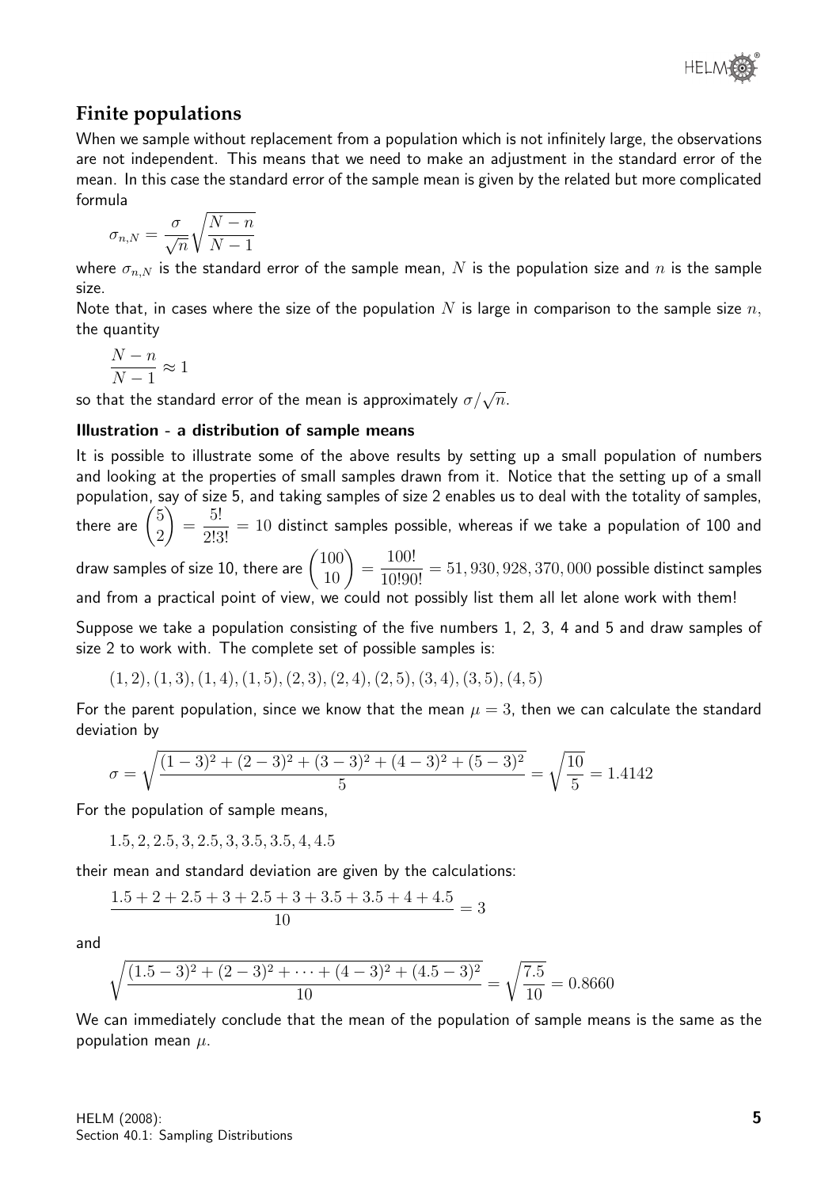## Finite populations

When we sample without replacement from a population which is not infinitely large, the observations are not independent. This means that we need to make an adjustment in the standard error of the mean. In this case the standard error of the sample mean is given by the related but more complicated formula

$$\sigma_{n,N} = \frac{\sigma}{\sqrt{n}}\sqrt{\frac{N-n}{N-1}}$$

where $\sigma_{n,N}$ is the standard error of the sample mean, $N$ is the population size and $n$ is the sample size.

Note that, in cases where the size of the population $N$ is large in comparison to the sample size $n$, the quantity

$$\frac{N-n}{N-1} \approx 1$$

so that the standard error of the mean is approximately $\sigma/\sqrt{n}$.

### Illustration - a distribution of sample means

It is possible to illustrate some of the above results by setting up a small population of numbers and looking at the properties of small samples drawn from it. Notice that the setting up of a small population, say of size 5, and taking samples of size 2 enables us to deal with the totality of samples, there are $\binom{5}{2} = \frac{5!}{2!3!} = 10$ distinct samples possible, whereas if we take a population of 100 and draw samples of size 10, there are $\binom{100}{10} = \frac{100!}{10!90!} = 51,930,928,370,000$ possible distinct samples and from a practical point of view, we could not possibly list them all let alone work with them!

Suppose we take a population consisting of the five numbers 1, 2, 3, 4 and 5 and draw samples of size 2 to work with. The complete set of possible samples is:

$$(1,2),(1,3),(1,4),(1,5),(2,3),(2,4),(2,5),(3,4),(3,5),(4,5)$$

For the parent population, since we know that the mean $\mu = 3$, then we can calculate the standard deviation by

$$\sigma = \sqrt{\frac{(1-3)^2+(2-3)^2+(3-3)^2+(4-3)^2+(5-3)^2}{5}} = \sqrt{\frac{10}{5}} = 1.4142$$

For the population of sample means,

$$1.5, 2, 2.5, 3, 2.5, 3, 3.5, 3.5, 4, 4.5$$

their mean and standard deviation are given by the calculations:

$$\frac{1.5+2+2.5+3+2.5+3+3.5+3.5+4+4.5}{10} = 3$$

and

$$\sqrt{\frac{(1.5-3)^2+(2-3)^2+\cdots+(4-3)^2+(4.5-3)^2}{10}} = \sqrt{\frac{7.5}{10}} = 0.8660$$

We can immediately conclude that the mean of the population of sample means is the same as the population mean $\mu$.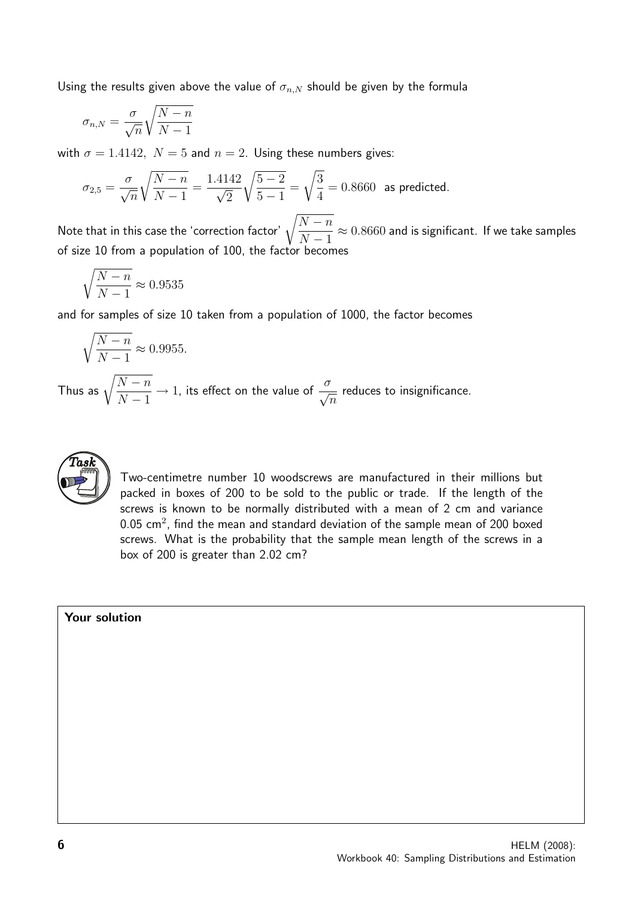Using the results given above the value of $\sigma_{n,N}$ should be given by the formula

$$\sigma_{n,N} = \frac{\sigma}{\sqrt{n}}\sqrt{\frac{N-n}{N-1}}$$

with $\sigma = 1.4142,\ N = 5$ and $n = 2$. Using these numbers gives:

$$\sigma_{2,5} = \frac{\sigma}{\sqrt{n}}\sqrt{\frac{N-n}{N-1}} = \frac{1.4142}{\sqrt{2}}\sqrt{\frac{5-2}{5-1}} = \sqrt{\frac{3}{4}} = 0.8660 \ \text{ as predicted.}$$

Note that in this case the 'correction factor' $\sqrt{\dfrac{N-n}{N-1}} \approx 0.8660$ and is significant. If we take samples of size 10 from a population of 100, the factor becomes

$$\sqrt{\frac{N-n}{N-1}} \approx 0.9535$$

and for samples of size 10 taken from a population of 1000, the factor becomes

$$\sqrt{\frac{N-n}{N-1}} \approx 0.9955.$$

Thus as $\sqrt{\dfrac{N-n}{N-1}} \to 1$, its effect on the value of $\dfrac{\sigma}{\sqrt{n}}$ reduces to insignificance.

**Task**

Two-centimetre number 10 woodscrews are manufactured in their millions but packed in boxes of 200 to be sold to the public or trade. If the length of the screws is known to be normally distributed with a mean of 2 cm and variance 0.05 cm$^2$, find the mean and standard deviation of the sample mean of 200 boxed screws. What is the probability that the sample mean length of the screws in a box of 200 is greater than 2.02 cm?

**Your solution**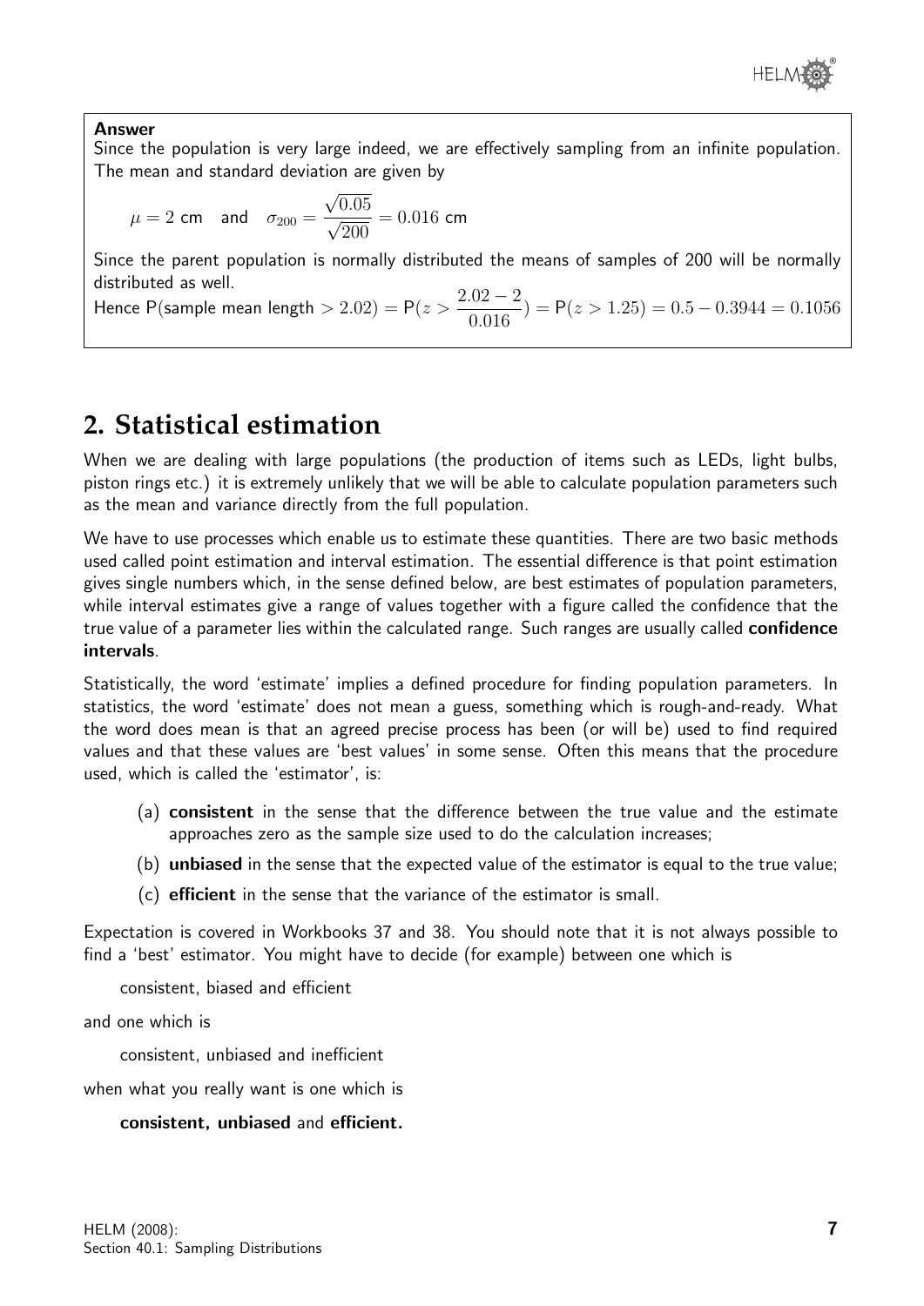**Answer**

Since the population is very large indeed, we are effectively sampling from an infinite population. The mean and standard deviation are given by

$$\mu = 2 \text{ cm} \quad \text{and} \quad \sigma_{200} = \frac{\sqrt{0.05}}{\sqrt{200}} = 0.016 \text{ cm}$$

Since the parent population is normally distributed the means of samples of 200 will be normally distributed as well.

Hence $\mathsf{P}(\text{sample mean length} > 2.02) = \mathsf{P}(z > \dfrac{2.02 - 2}{0.016}) = \mathsf{P}(z > 1.25) = 0.5 - 0.3944 = 0.1056$

## 2. Statistical estimation

When we are dealing with large populations (the production of items such as LEDs, light bulbs, piston rings etc.) it is extremely unlikely that we will be able to calculate population parameters such as the mean and variance directly from the full population.

We have to use processes which enable us to estimate these quantities. There are two basic methods used called point estimation and interval estimation. The essential difference is that point estimation gives single numbers which, in the sense defined below, are best estimates of population parameters, while interval estimates give a range of values together with a figure called the confidence that the true value of a parameter lies within the calculated range. Such ranges are usually called **confidence intervals**.

Statistically, the word 'estimate' implies a defined procedure for finding population parameters. In statistics, the word 'estimate' does not mean a guess, something which is rough-and-ready. What the word does mean is that an agreed precise process has been (or will be) used to find required values and that these values are 'best values' in some sense. Often this means that the procedure used, which is called the 'estimator', is:

(a) **consistent** in the sense that the difference between the true value and the estimate approaches zero as the sample size used to do the calculation increases;

(b) **unbiased** in the sense that the expected value of the estimator is equal to the true value;

(c) **efficient** in the sense that the variance of the estimator is small.

Expectation is covered in Workbooks 37 and 38. You should note that it is not always possible to find a 'best' estimator. You might have to decide (for example) between one which is

consistent, biased and efficient

and one which is

consistent, unbiased and inefficient

when what you really want is one which is

**consistent, unbiased** and **efficient.**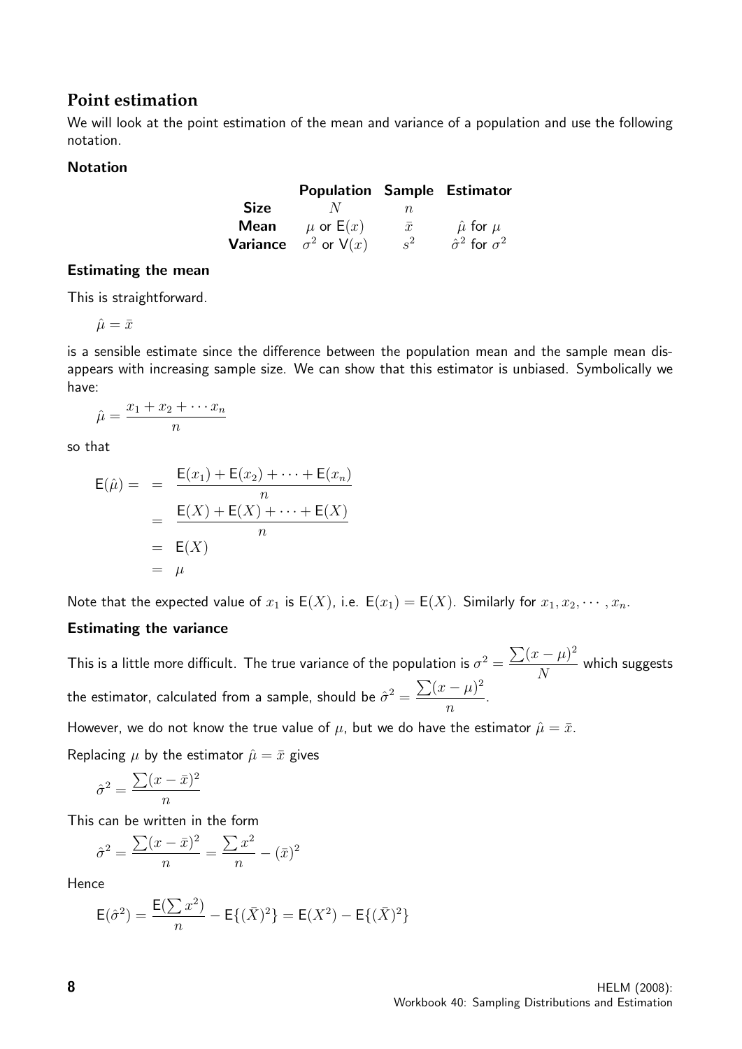## Point estimation

We will look at the point estimation of the mean and variance of a population and use the following notation.

### Notation

| | Population | Sample | Estimator |
|---|---|---|---|
| **Size** | $N$ | $n$ | |
| **Mean** | $\mu$ or $\mathsf{E}(x)$ | $\bar{x}$ | $\hat{\mu}$ for $\mu$ |
| **Variance** | $\sigma^2$ or $\mathsf{V}(x)$ | $s^2$ | $\hat{\sigma}^2$ for $\sigma^2$ |

### Estimating the mean

This is straightforward.

$$\hat{\mu} = \bar{x}$$

is a sensible estimate since the difference between the population mean and the sample mean disappears with increasing sample size. We can show that this estimator is unbiased. Symbolically we have:

$$\hat{\mu} = \frac{x_1 + x_2 + \cdots x_n}{n}$$

so that

$$\begin{aligned}
\mathsf{E}(\hat{\mu}) = &= \frac{\mathsf{E}(x_1) + \mathsf{E}(x_2) + \cdots + \mathsf{E}(x_n)}{n} \\
&= \frac{\mathsf{E}(X) + \mathsf{E}(X) + \cdots + \mathsf{E}(X)}{n} \\
&= \mathsf{E}(X) \\
&= \mu
\end{aligned}$$

Note that the expected value of $x_1$ is $\mathsf{E}(X)$, i.e. $\mathsf{E}(x_1) = \mathsf{E}(X)$. Similarly for $x_1, x_2, \cdots, x_n$.

### Estimating the variance

This is a little more difficult. The true variance of the population is $\sigma^2 = \dfrac{\sum(x-\mu)^2}{N}$ which suggests the estimator, calculated from a sample, should be $\hat{\sigma}^2 = \dfrac{\sum(x-\mu)^2}{n}$.

However, we do not know the true value of $\mu$, but we do have the estimator $\hat{\mu} = \bar{x}$.

Replacing $\mu$ by the estimator $\hat{\mu} = \bar{x}$ gives

$$\hat{\sigma}^2 = \frac{\sum(x-\bar{x})^2}{n}$$

This can be written in the form

$$\hat{\sigma}^2 = \frac{\sum(x-\bar{x})^2}{n} = \frac{\sum x^2}{n} - (\bar{x})^2$$

Hence

$$\mathsf{E}(\hat{\sigma}^2) = \frac{\mathsf{E}(\sum x^2)}{n} - \mathsf{E}\{(\bar{X})^2\} = \mathsf{E}(X^2) - \mathsf{E}\{(\bar{X})^2\}$$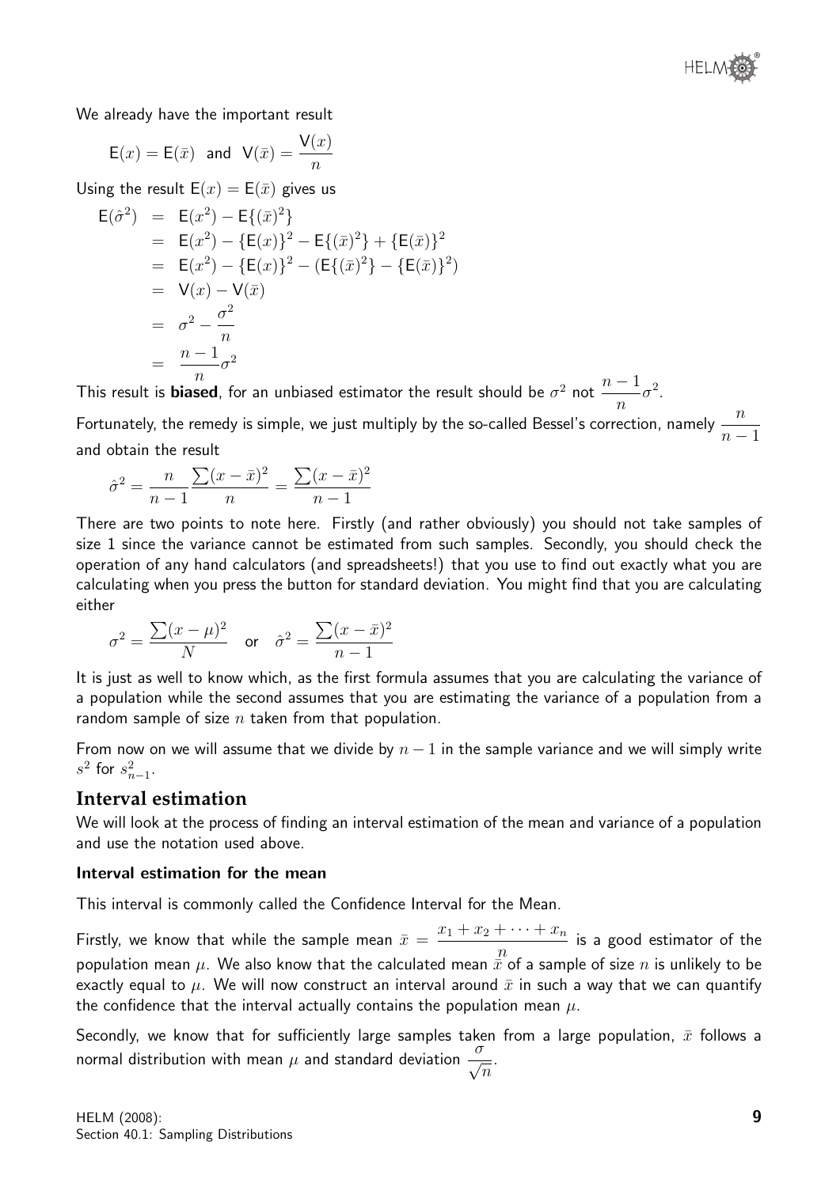We already have the important result

$$\mathsf{E}(x) = \mathsf{E}(\bar{x}) \text{ and } \mathsf{V}(\bar{x}) = \frac{\mathsf{V}(x)}{n}$$

Using the result $\mathsf{E}(x) = \mathsf{E}(\bar{x})$ gives us

$$\begin{aligned}
\mathsf{E}(\hat{\sigma}^2) &= \mathsf{E}(x^2) - \mathsf{E}\{(\bar{x})^2\} \\
&= \mathsf{E}(x^2) - \{\mathsf{E}(x)\}^2 - \mathsf{E}\{(\bar{x})^2\} + \{\mathsf{E}(\bar{x})\}^2 \\
&= \mathsf{E}(x^2) - \{\mathsf{E}(x)\}^2 - (\mathsf{E}\{(\bar{x})^2\} - \{\mathsf{E}(\bar{x})\}^2) \\
&= \mathsf{V}(x) - \mathsf{V}(\bar{x}) \\
&= \sigma^2 - \frac{\sigma^2}{n} \\
&= \frac{n-1}{n}\sigma^2
\end{aligned}$$

This result is **biased**, for an unbiased estimator the result should be $\sigma^2$ not $\frac{n-1}{n}\sigma^2$.

Fortunately, the remedy is simple, we just multiply by the so-called Bessel's correction, namely $\frac{n}{n-1}$ and obtain the result

$$\hat{\sigma}^2 = \frac{n}{n-1}\frac{\sum(x-\bar{x})^2}{n} = \frac{\sum(x-\bar{x})^2}{n-1}$$

There are two points to note here. Firstly (and rather obviously) you should not take samples of size 1 since the variance cannot be estimated from such samples. Secondly, you should check the operation of any hand calculators (and spreadsheets!) that you use to find out exactly what you are calculating when you press the button for standard deviation. You might find that you are calculating either

$$\sigma^2 = \frac{\sum(x-\mu)^2}{N} \quad \text{or} \quad \hat{\sigma}^2 = \frac{\sum(x-\bar{x})^2}{n-1}$$

It is just as well to know which, as the first formula assumes that you are calculating the variance of a population while the second assumes that you are estimating the variance of a population from a random sample of size $n$ taken from that population.

From now on we will assume that we divide by $n-1$ in the sample variance and we will simply write $s^2$ for $s^2_{n-1}$.

## Interval estimation

We will look at the process of finding an interval estimation of the mean and variance of a population and use the notation used above.

### Interval estimation for the mean

This interval is commonly called the Confidence Interval for the Mean.

Firstly, we know that while the sample mean $\bar{x} = \frac{x_1 + x_2 + \cdots + x_n}{n}$ is a good estimator of the population mean $\mu$. We also know that the calculated mean $\bar{x}$ of a sample of size $n$ is unlikely to be exactly equal to $\mu$. We will now construct an interval around $\bar{x}$ in such a way that we can quantify the confidence that the interval actually contains the population mean $\mu$.

Secondly, we know that for sufficiently large samples taken from a large population, $\bar{x}$ follows a normal distribution with mean $\mu$ and standard deviation $\frac{\sigma}{\sqrt{n}}$.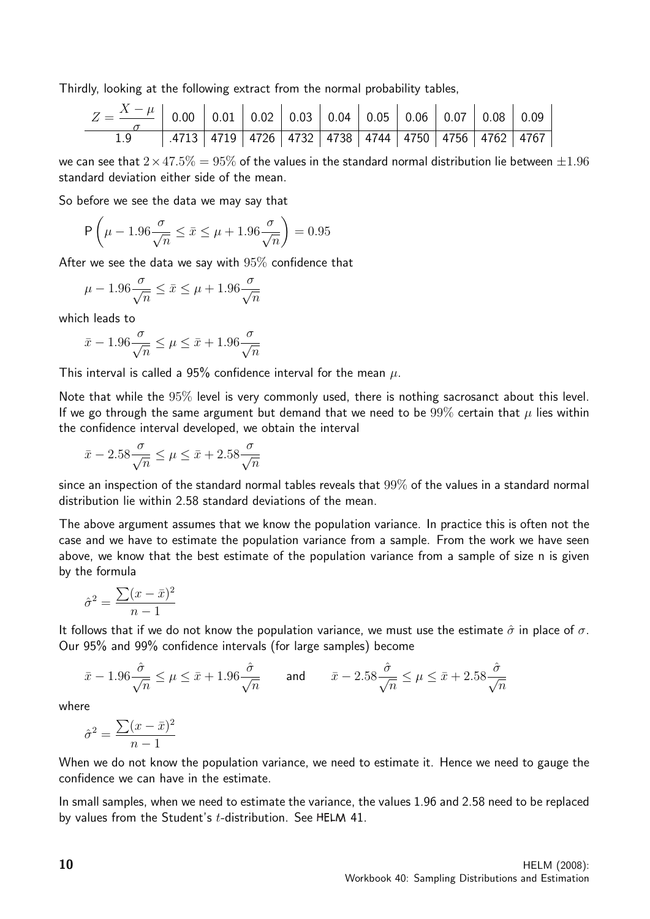Thirdly, looking at the following extract from the normal probability tables,

| $Z = \dfrac{X-\mu}{\sigma}$ | 0.00 | 0.01 | 0.02 | 0.03 | 0.04 | 0.05 | 0.06 | 0.07 | 0.08 | 0.09 |
|---|---|---|---|---|---|---|---|---|---|---|
| 1.9 | .4713 | 4719 | 4726 | 4732 | 4738 | 4744 | 4750 | 4756 | 4762 | 4767 |

we can see that $2 \times 47.5\% = 95\%$ of the values in the standard normal distribution lie between $\pm 1.96$ standard deviation either side of the mean.

So before we see the data we may say that

$$\mathsf{P}\left(\mu - 1.96\frac{\sigma}{\sqrt{n}} \leq \bar{x} \leq \mu + 1.96\frac{\sigma}{\sqrt{n}}\right) = 0.95$$

After we see the data we say with $95\%$ confidence that

$$\mu - 1.96\frac{\sigma}{\sqrt{n}} \leq \bar{x} \leq \mu + 1.96\frac{\sigma}{\sqrt{n}}$$

which leads to

$$\bar{x} - 1.96\frac{\sigma}{\sqrt{n}} \leq \mu \leq \bar{x} + 1.96\frac{\sigma}{\sqrt{n}}$$

This interval is called a 95% confidence interval for the mean $\mu$.

Note that while the $95\%$ level is very commonly used, there is nothing sacrosanct about this level. If we go through the same argument but demand that we need to be $99\%$ certain that $\mu$ lies within the confidence interval developed, we obtain the interval

$$\bar{x} - 2.58\frac{\sigma}{\sqrt{n}} \leq \mu \leq \bar{x} + 2.58\frac{\sigma}{\sqrt{n}}$$

since an inspection of the standard normal tables reveals that $99\%$ of the values in a standard normal distribution lie within 2.58 standard deviations of the mean.

The above argument assumes that we know the population variance. In practice this is often not the case and we have to estimate the population variance from a sample. From the work we have seen above, we know that the best estimate of the population variance from a sample of size n is given by the formula

$$\hat{\sigma}^2 = \frac{\sum(x-\bar{x})^2}{n-1}$$

It follows that if we do not know the population variance, we must use the estimate $\hat{\sigma}$ in place of $\sigma$. Our 95% and 99% confidence intervals (for large samples) become

$$\bar{x} - 1.96\frac{\hat{\sigma}}{\sqrt{n}} \leq \mu \leq \bar{x} + 1.96\frac{\hat{\sigma}}{\sqrt{n}} \qquad \text{and} \qquad \bar{x} - 2.58\frac{\hat{\sigma}}{\sqrt{n}} \leq \mu \leq \bar{x} + 2.58\frac{\hat{\sigma}}{\sqrt{n}}$$

where

$$\hat{\sigma}^2 = \frac{\sum(x-\bar{x})^2}{n-1}$$

When we do not know the population variance, we need to estimate it. Hence we need to gauge the confidence we can have in the estimate.

In small samples, when we need to estimate the variance, the values 1.96 and 2.58 need to be replaced by values from the Student's $t$-distribution. See HELM 41.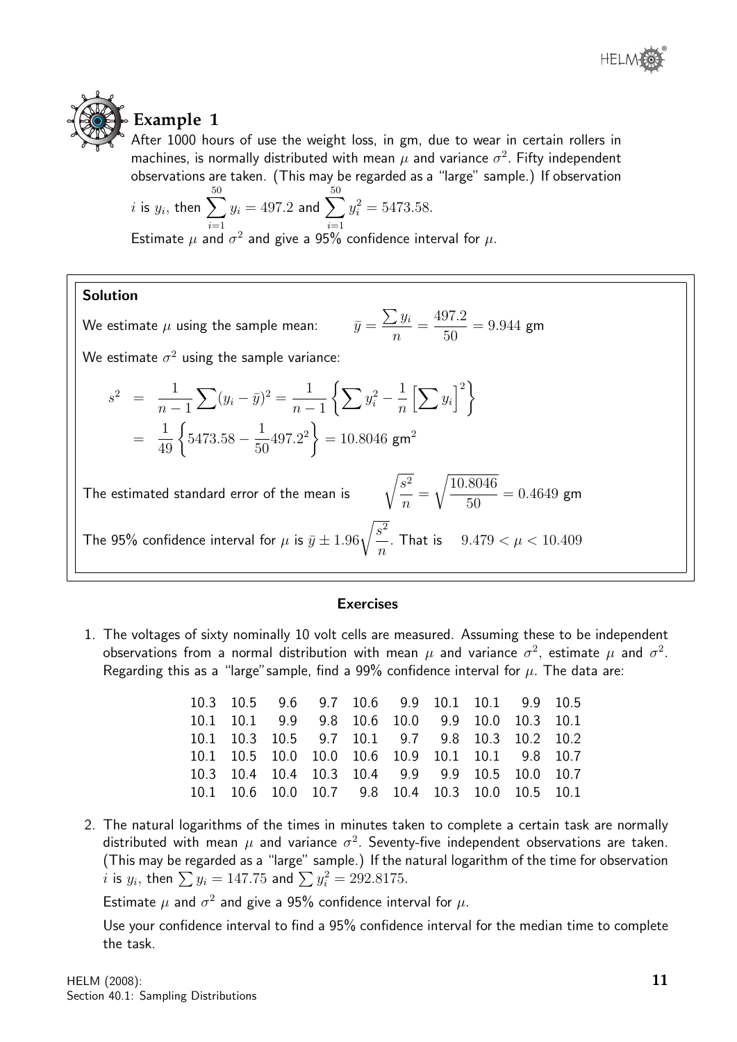## Example 1

After 1000 hours of use the weight loss, in gm, due to wear in certain rollers in machines, is normally distributed with mean $\mu$ and variance $\sigma^2$. Fifty independent observations are taken. (This may be regarded as a "large" sample.) If observation $i$ is $y_i$, then $\sum_{i=1}^{50} y_i = 497.2$ and $\sum_{i=1}^{50} y_i^2 = 5473.58$.

Estimate $\mu$ and $\sigma^2$ and give a 95% confidence interval for $\mu$.

**Solution**

We estimate $\mu$ using the sample mean: $\bar{y} = \dfrac{\sum y_i}{n} = \dfrac{497.2}{50} = 9.944$ gm

We estimate $\sigma^2$ using the sample variance:

$$s^2 = \frac{1}{n-1}\sum(y_i - \bar{y})^2 = \frac{1}{n-1}\left\{\sum y_i^2 - \frac{1}{n}\left[\sum y_i\right]^2\right\}$$
$$= \frac{1}{49}\left\{5473.58 - \frac{1}{50}497.2^2\right\} = 10.8046 \text{ gm}^2$$

The estimated standard error of the mean is $\sqrt{\dfrac{s^2}{n}} = \sqrt{\dfrac{10.8046}{50}} = 0.4649$ gm

The 95% confidence interval for $\mu$ is $\bar{y} \pm 1.96\sqrt{\dfrac{s^2}{n}}$. That is $9.479 < \mu < 10.409$

### Exercises

1. The voltages of sixty nominally 10 volt cells are measured. Assuming these to be independent observations from a normal distribution with mean $\mu$ and variance $\sigma^2$, estimate $\mu$ and $\sigma^2$. Regarding this as a "large"sample, find a 99% confidence interval for $\mu$. The data are:

| | | | | | | | | | |
|---|---|---|---|---|---|---|---|---|---|
| 10.3 | 10.5 | 9.6 | 9.7 | 10.6 | 9.9 | 10.1 | 10.1 | 9.9 | 10.5 |
| 10.1 | 10.1 | 9.9 | 9.8 | 10.6 | 10.0 | 9.9 | 10.0 | 10.3 | 10.1 |
| 10.1 | 10.3 | 10.5 | 9.7 | 10.1 | 9.7 | 9.8 | 10.3 | 10.2 | 10.2 |
| 10.1 | 10.5 | 10.0 | 10.0 | 10.6 | 10.9 | 10.1 | 10.1 | 9.8 | 10.7 |
| 10.3 | 10.4 | 10.4 | 10.3 | 10.4 | 9.9 | 9.9 | 10.5 | 10.0 | 10.7 |
| 10.1 | 10.6 | 10.0 | 10.7 | 9.8 | 10.4 | 10.3 | 10.0 | 10.5 | 10.1 |

2. The natural logarithms of the times in minutes taken to complete a certain task are normally distributed with mean $\mu$ and variance $\sigma^2$. Seventy-five independent observations are taken. (This may be regarded as a "large" sample.) If the natural logarithm of the time for observation $i$ is $y_i$, then $\sum y_i = 147.75$ and $\sum y_i^2 = 292.8175$.

   Estimate $\mu$ and $\sigma^2$ and give a 95% confidence interval for $\mu$.

   Use your confidence interval to find a 95% confidence interval for the median time to complete the task.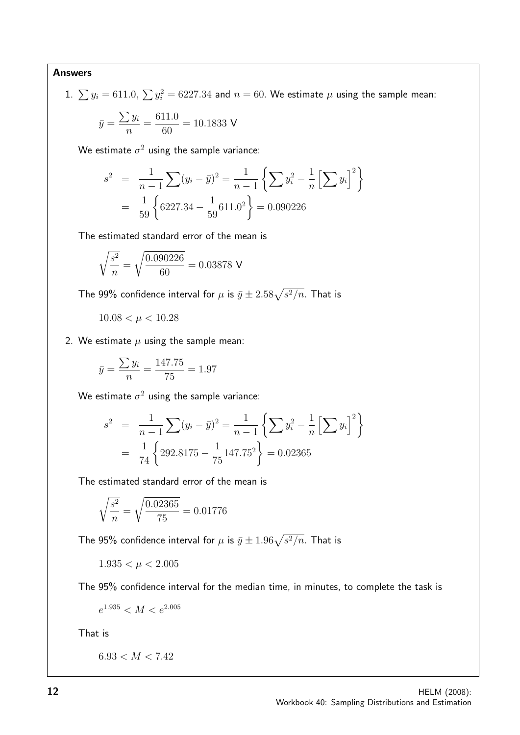## Answers

1. $\sum y_i = 611.0$, $\sum y_i^2 = 6227.34$ and $n = 60$. We estimate $\mu$ using the sample mean:

$$\bar{y} = \frac{\sum y_i}{n} = \frac{611.0}{60} = 10.1833 \text{ V}$$

We estimate $\sigma^2$ using the sample variance:

$$\begin{aligned} s^2 &= \frac{1}{n-1}\sum (y_i - \bar{y})^2 = \frac{1}{n-1}\left\{\sum y_i^2 - \frac{1}{n}\left[\sum y_i\right]^2\right\} \\ &= \frac{1}{59}\left\{6227.34 - \frac{1}{59}611.0^2\right\} = 0.090226 \end{aligned}$$

The estimated standard error of the mean is

$$\sqrt{\frac{s^2}{n}} = \sqrt{\frac{0.090226}{60}} = 0.03878 \text{ V}$$

The 99% confidence interval for $\mu$ is $\bar{y} \pm 2.58\sqrt{s^2/n}$. That is

$$10.08 < \mu < 10.28$$

2. We estimate $\mu$ using the sample mean:

$$\bar{y} = \frac{\sum y_i}{n} = \frac{147.75}{75} = 1.97$$

We estimate $\sigma^2$ using the sample variance:

$$\begin{aligned} s^2 &= \frac{1}{n-1}\sum (y_i - \bar{y})^2 = \frac{1}{n-1}\left\{\sum y_i^2 - \frac{1}{n}\left[\sum y_i\right]^2\right\} \\ &= \frac{1}{74}\left\{292.8175 - \frac{1}{75}147.75^2\right\} = 0.02365 \end{aligned}$$

The estimated standard error of the mean is

$$\sqrt{\frac{s^2}{n}} = \sqrt{\frac{0.02365}{75}} = 0.01776$$

The 95% confidence interval for $\mu$ is $\bar{y} \pm 1.96\sqrt{s^2/n}$. That is

$$1.935 < \mu < 2.005$$

The 95% confidence interval for the median time, in minutes, to complete the task is

$$e^{1.935} < M < e^{2.005}$$

That is

$$6.93 < M < 7.42$$